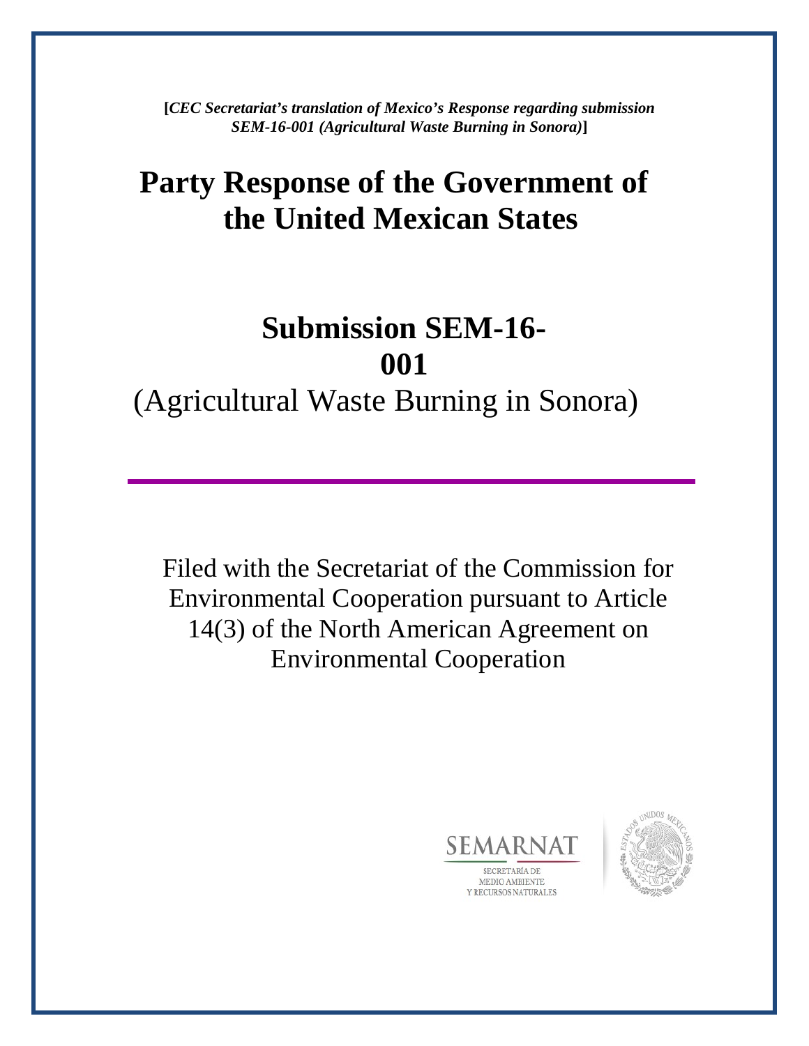**[*CEC Secretariat's translation of Mexico's Response regarding submission SEM-16-001 (Agricultural Waste Burning in Sonora)*]**

# Party Response of the Government of the United Mexican States

# Submission SEM-16-001

## (Agricultural Waste Burning in Sonora)

Filed with the Secretariat of the Commission for Environmental Cooperation pursuant to Article 14(3) of the North American Agreement on Environmental Cooperation

SEMARNAT
SECRETARÍA DE MEDIO AMBIENTE Y RECURSOS NATURALES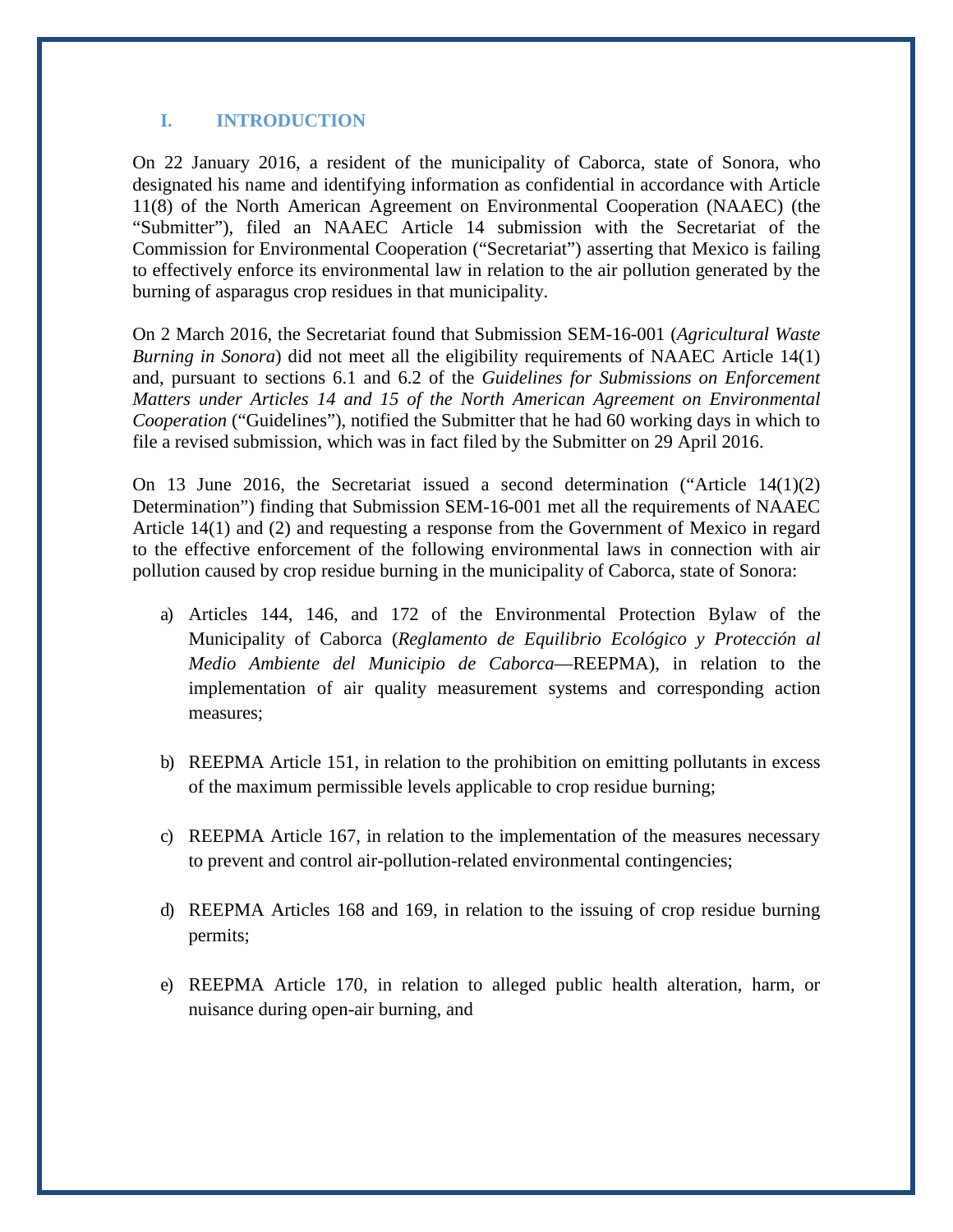## I. INTRODUCTION

On 22 January 2016, a resident of the municipality of Caborca, state of Sonora, who designated his name and identifying information as confidential in accordance with Article 11(8) of the North American Agreement on Environmental Cooperation (NAAEC) (the "Submitter"), filed an NAAEC Article 14 submission with the Secretariat of the Commission for Environmental Cooperation ("Secretariat") asserting that Mexico is failing to effectively enforce its environmental law in relation to the air pollution generated by the burning of asparagus crop residues in that municipality.

On 2 March 2016, the Secretariat found that Submission SEM-16-001 (*Agricultural Waste Burning in Sonora*) did not meet all the eligibility requirements of NAAEC Article 14(1) and, pursuant to sections 6.1 and 6.2 of the *Guidelines for Submissions on Enforcement Matters under Articles 14 and 15 of the North American Agreement on Environmental Cooperation* ("Guidelines"), notified the Submitter that he had 60 working days in which to file a revised submission, which was in fact filed by the Submitter on 29 April 2016.

On 13 June 2016, the Secretariat issued a second determination ("Article 14(1)(2) Determination") finding that Submission SEM-16-001 met all the requirements of NAAEC Article 14(1) and (2) and requesting a response from the Government of Mexico in regard to the effective enforcement of the following environmental laws in connection with air pollution caused by crop residue burning in the municipality of Caborca, state of Sonora:

a) Articles 144, 146, and 172 of the Environmental Protection Bylaw of the Municipality of Caborca (*Reglamento de Equilibrio Ecológico y Protección al Medio Ambiente del Municipio de Caborca*—REEPMA), in relation to the implementation of air quality measurement systems and corresponding action measures;

b) REEPMA Article 151, in relation to the prohibition on emitting pollutants in excess of the maximum permissible levels applicable to crop residue burning;

c) REEPMA Article 167, in relation to the implementation of the measures necessary to prevent and control air-pollution-related environmental contingencies;

d) REEPMA Articles 168 and 169, in relation to the issuing of crop residue burning permits;

e) REEPMA Article 170, in relation to alleged public health alteration, harm, or nuisance during open-air burning, and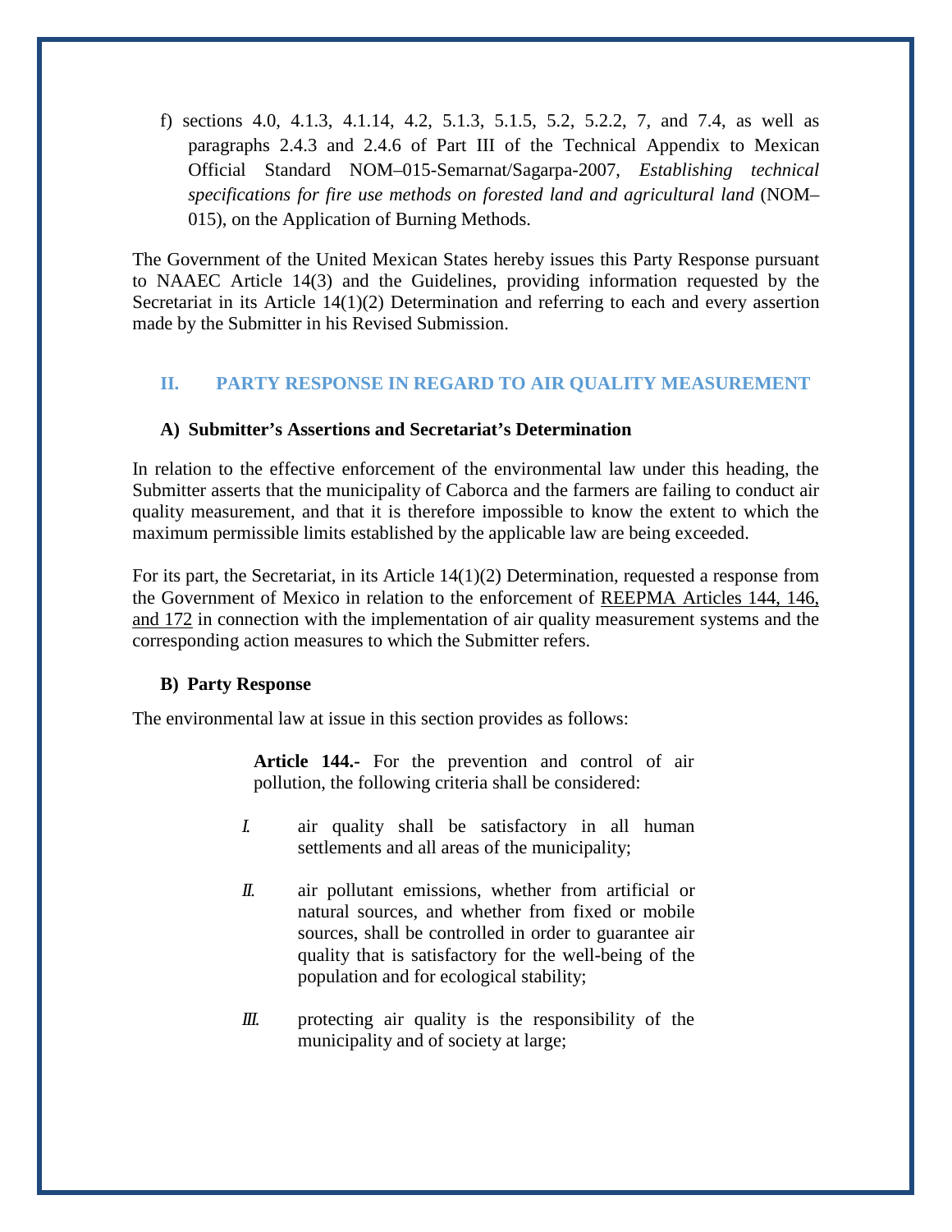f) sections 4.0, 4.1.3, 4.1.14, 4.2, 5.1.3, 5.1.5, 5.2, 5.2.2, 7, and 7.4, as well as paragraphs 2.4.3 and 2.4.6 of Part III of the Technical Appendix to Mexican Official Standard NOM–015-Semarnat/Sagarpa-2007, *Establishing technical specifications for fire use methods on forested land and agricultural land* (NOM–015), on the Application of Burning Methods.

The Government of the United Mexican States hereby issues this Party Response pursuant to NAAEC Article 14(3) and the Guidelines, providing information requested by the Secretariat in its Article 14(1)(2) Determination and referring to each and every assertion made by the Submitter in his Revised Submission.

## II. PARTY RESPONSE IN REGARD TO AIR QUALITY MEASUREMENT

### A) Submitter's Assertions and Secretariat's Determination

In relation to the effective enforcement of the environmental law under this heading, the Submitter asserts that the municipality of Caborca and the farmers are failing to conduct air quality measurement, and that it is therefore impossible to know the extent to which the maximum permissible limits established by the applicable law are being exceeded.

For its part, the Secretariat, in its Article 14(1)(2) Determination, requested a response from the Government of Mexico in relation to the enforcement of REEPMA Articles 144, 146, and 172 in connection with the implementation of air quality measurement systems and the corresponding action measures to which the Submitter refers.

### B) Party Response

The environmental law at issue in this section provides as follows:

> **Article 144.-** For the prevention and control of air pollution, the following criteria shall be considered:
>
> *I.* air quality shall be satisfactory in all human settlements and all areas of the municipality;
>
> *II.* air pollutant emissions, whether from artificial or natural sources, and whether from fixed or mobile sources, shall be controlled in order to guarantee air quality that is satisfactory for the well-being of the population and for ecological stability;
>
> *III.* protecting air quality is the responsibility of the municipality and of society at large;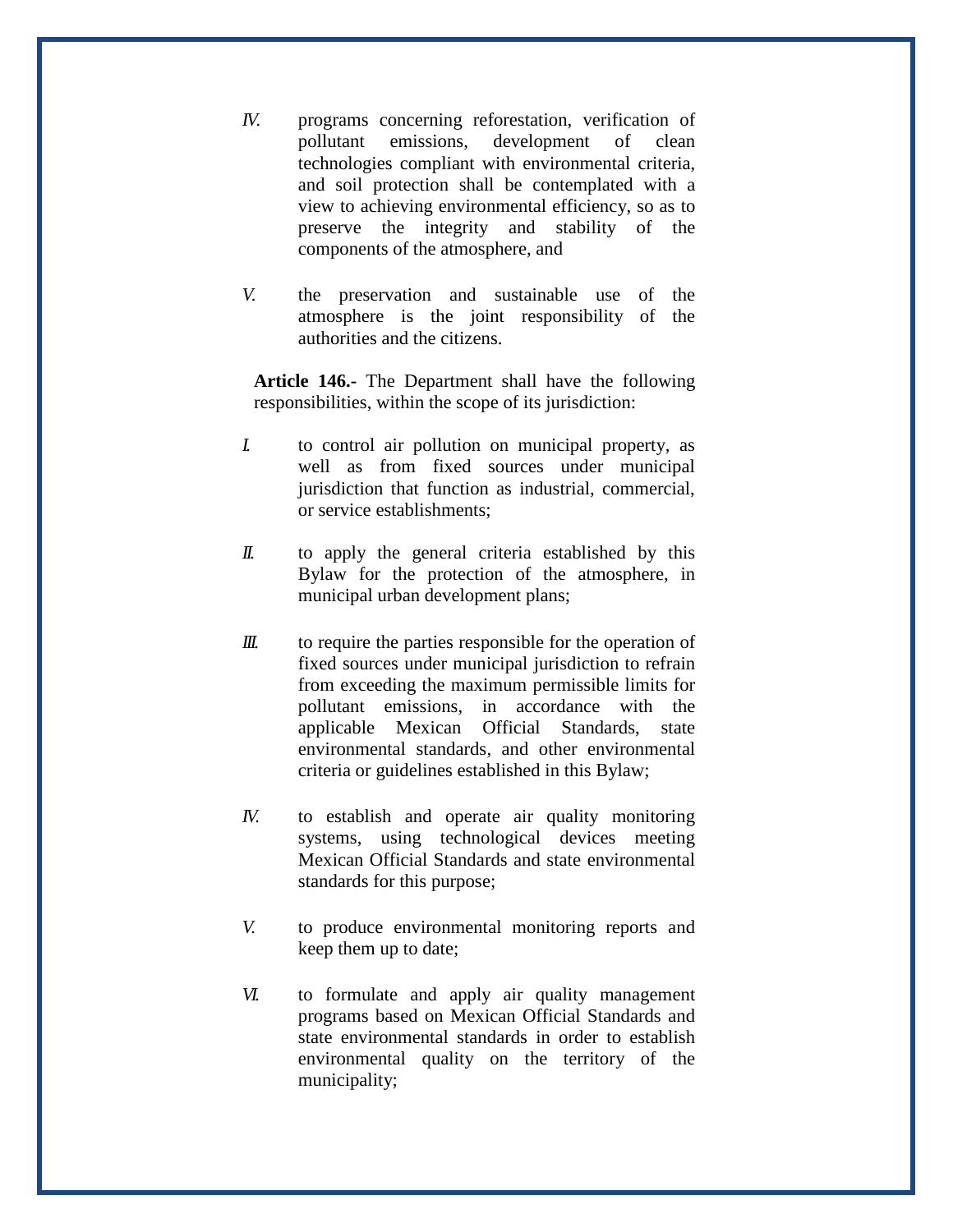IV. programs concerning reforestation, verification of pollutant emissions, development of clean technologies compliant with environmental criteria, and soil protection shall be contemplated with a view to achieving environmental efficiency, so as to preserve the integrity and stability of the components of the atmosphere, and

V. the preservation and sustainable use of the atmosphere is the joint responsibility of the authorities and the citizens.

**Article 146.-** The Department shall have the following responsibilities, within the scope of its jurisdiction:

I. to control air pollution on municipal property, as well as from fixed sources under municipal jurisdiction that function as industrial, commercial, or service establishments;

II. to apply the general criteria established by this Bylaw for the protection of the atmosphere, in municipal urban development plans;

III. to require the parties responsible for the operation of fixed sources under municipal jurisdiction to refrain from exceeding the maximum permissible limits for pollutant emissions, in accordance with the applicable Mexican Official Standards, state environmental standards, and other environmental criteria or guidelines established in this Bylaw;

IV. to establish and operate air quality monitoring systems, using technological devices meeting Mexican Official Standards and state environmental standards for this purpose;

V. to produce environmental monitoring reports and keep them up to date;

VI. to formulate and apply air quality management programs based on Mexican Official Standards and state environmental standards in order to establish environmental quality on the territory of the municipality;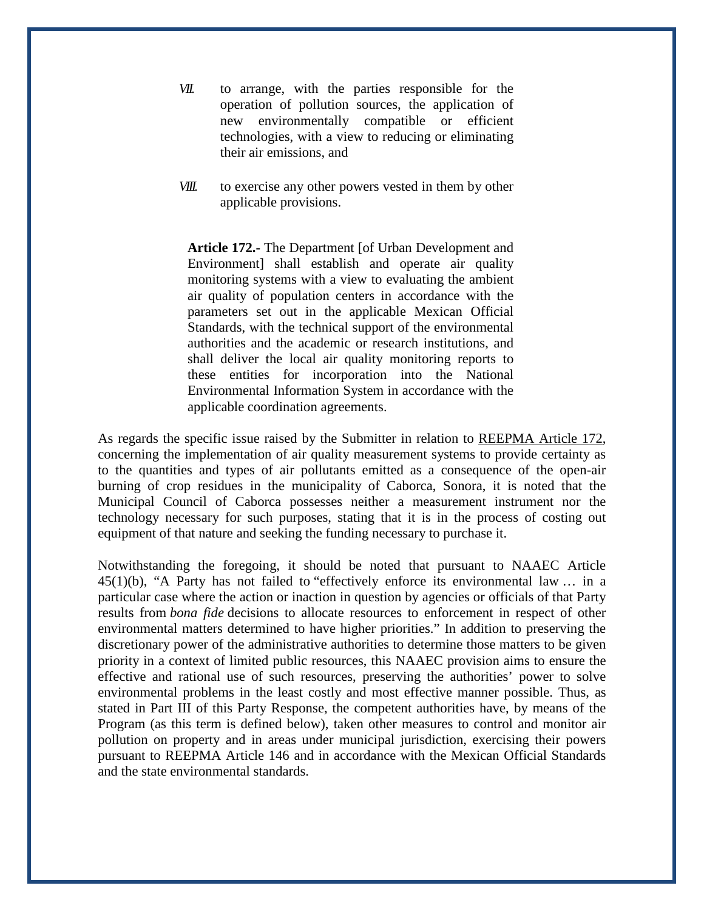VII. to arrange, with the parties responsible for the operation of pollution sources, the application of new environmentally compatible or efficient technologies, with a view to reducing or eliminating their air emissions, and

VIII. to exercise any other powers vested in them by other applicable provisions.

> **Article 172.-** The Department [of Urban Development and Environment] shall establish and operate air quality monitoring systems with a view to evaluating the ambient air quality of population centers in accordance with the parameters set out in the applicable Mexican Official Standards, with the technical support of the environmental authorities and the academic or research institutions, and shall deliver the local air quality monitoring reports to these entities for incorporation into the National Environmental Information System in accordance with the applicable coordination agreements.

As regards the specific issue raised by the Submitter in relation to REEPMA Article 172, concerning the implementation of air quality measurement systems to provide certainty as to the quantities and types of air pollutants emitted as a consequence of the open-air burning of crop residues in the municipality of Caborca, Sonora, it is noted that the Municipal Council of Caborca possesses neither a measurement instrument nor the technology necessary for such purposes, stating that it is in the process of costing out equipment of that nature and seeking the funding necessary to purchase it.

Notwithstanding the foregoing, it should be noted that pursuant to NAAEC Article 45(1)(b), "A Party has not failed to "effectively enforce its environmental law … in a particular case where the action or inaction in question by agencies or officials of that Party results from *bona fide* decisions to allocate resources to enforcement in respect of other environmental matters determined to have higher priorities." In addition to preserving the discretionary power of the administrative authorities to determine those matters to be given priority in a context of limited public resources, this NAAEC provision aims to ensure the effective and rational use of such resources, preserving the authorities' power to solve environmental problems in the least costly and most effective manner possible. Thus, as stated in Part III of this Party Response, the competent authorities have, by means of the Program (as this term is defined below), taken other measures to control and monitor air pollution on property and in areas under municipal jurisdiction, exercising their powers pursuant to REEPMA Article 146 and in accordance with the Mexican Official Standards and the state environmental standards.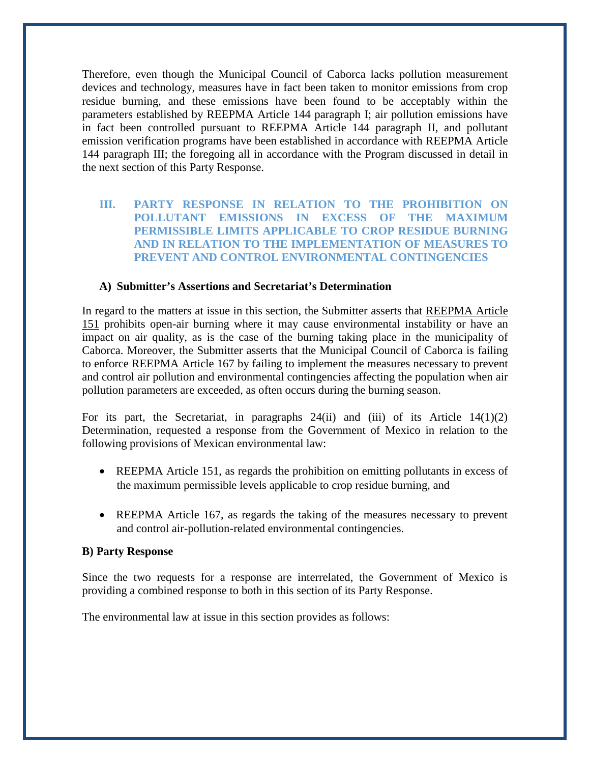Therefore, even though the Municipal Council of Caborca lacks pollution measurement devices and technology, measures have in fact been taken to monitor emissions from crop residue burning, and these emissions have been found to be acceptably within the parameters established by REEPMA Article 144 paragraph I; air pollution emissions have in fact been controlled pursuant to REEPMA Article 144 paragraph II, and pollutant emission verification programs have been established in accordance with REEPMA Article 144 paragraph III; the foregoing all in accordance with the Program discussed in detail in the next section of this Party Response.

## III. PARTY RESPONSE IN RELATION TO THE PROHIBITION ON POLLUTANT EMISSIONS IN EXCESS OF THE MAXIMUM PERMISSIBLE LIMITS APPLICABLE TO CROP RESIDUE BURNING AND IN RELATION TO THE IMPLEMENTATION OF MEASURES TO PREVENT AND CONTROL ENVIRONMENTAL CONTINGENCIES

### A) Submitter's Assertions and Secretariat's Determination

In regard to the matters at issue in this section, the Submitter asserts that REEPMA Article 151 prohibits open-air burning where it may cause environmental instability or have an impact on air quality, as is the case of the burning taking place in the municipality of Caborca. Moreover, the Submitter asserts that the Municipal Council of Caborca is failing to enforce REEPMA Article 167 by failing to implement the measures necessary to prevent and control air pollution and environmental contingencies affecting the population when air pollution parameters are exceeded, as often occurs during the burning season.

For its part, the Secretariat, in paragraphs 24(ii) and (iii) of its Article 14(1)(2) Determination, requested a response from the Government of Mexico in relation to the following provisions of Mexican environmental law:

- REEPMA Article 151, as regards the prohibition on emitting pollutants in excess of the maximum permissible levels applicable to crop residue burning, and
- REEPMA Article 167, as regards the taking of the measures necessary to prevent and control air-pollution-related environmental contingencies.

### B) Party Response

Since the two requests for a response are interrelated, the Government of Mexico is providing a combined response to both in this section of its Party Response.

The environmental law at issue in this section provides as follows: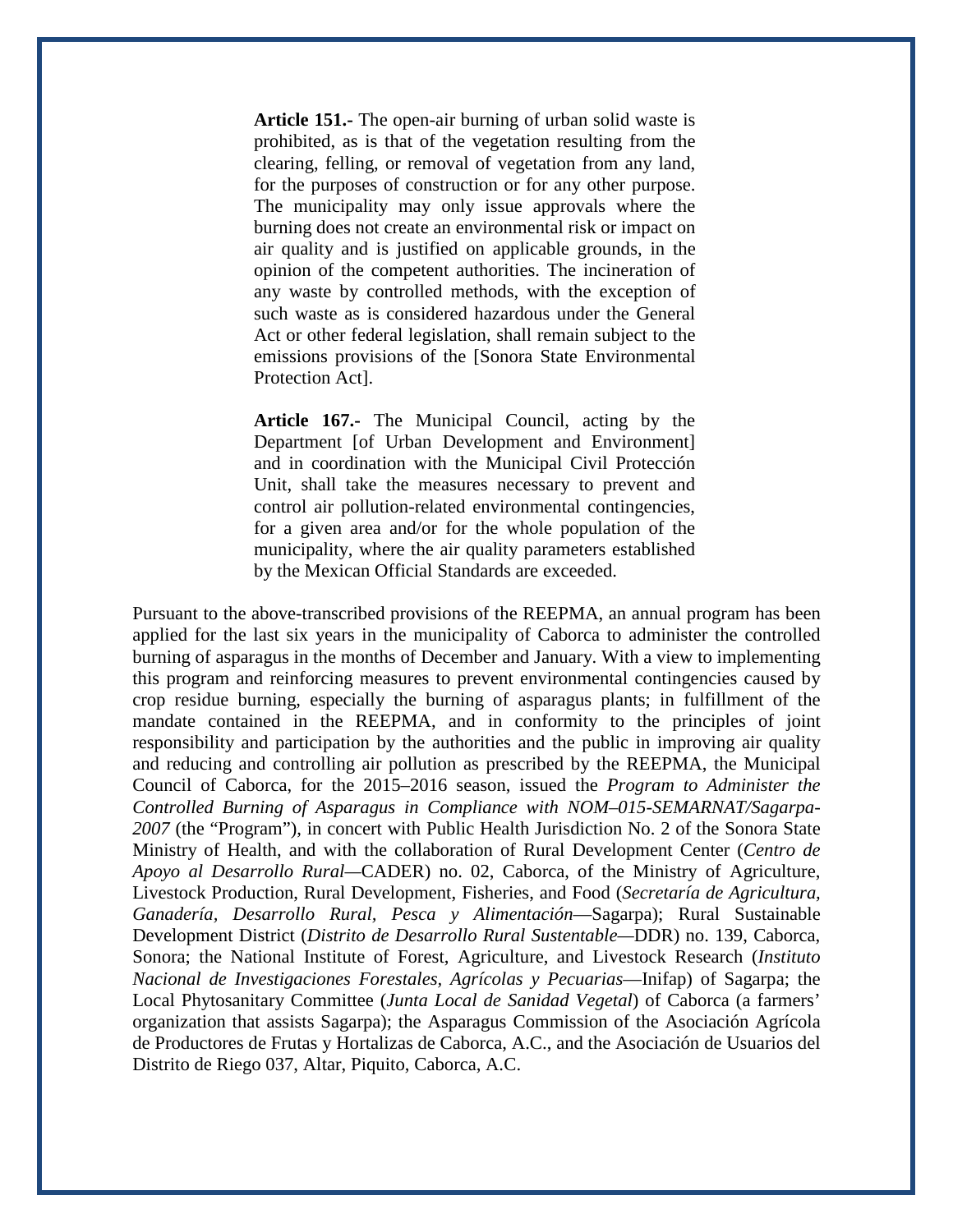> **Article 151.-** The open-air burning of urban solid waste is prohibited, as is that of the vegetation resulting from the clearing, felling, or removal of vegetation from any land, for the purposes of construction or for any other purpose. The municipality may only issue approvals where the burning does not create an environmental risk or impact on air quality and is justified on applicable grounds, in the opinion of the competent authorities. The incineration of any waste by controlled methods, with the exception of such waste as is considered hazardous under the General Act or other federal legislation, shall remain subject to the emissions provisions of the [Sonora State Environmental Protection Act].
>
> **Article 167.-** The Municipal Council, acting by the Department [of Urban Development and Environment] and in coordination with the Municipal Civil Protección Unit, shall take the measures necessary to prevent and control air pollution-related environmental contingencies, for a given area and/or for the whole population of the municipality, where the air quality parameters established by the Mexican Official Standards are exceeded.

Pursuant to the above-transcribed provisions of the REEPMA, an annual program has been applied for the last six years in the municipality of Caborca to administer the controlled burning of asparagus in the months of December and January. With a view to implementing this program and reinforcing measures to prevent environmental contingencies caused by crop residue burning, especially the burning of asparagus plants; in fulfillment of the mandate contained in the REEPMA, and in conformity to the principles of joint responsibility and participation by the authorities and the public in improving air quality and reducing and controlling air pollution as prescribed by the REEPMA, the Municipal Council of Caborca, for the 2015–2016 season, issued the *Program to Administer the Controlled Burning of Asparagus in Compliance with NOM–015-SEMARNAT/Sagarpa-2007* (the "Program"), in concert with Public Health Jurisdiction No. 2 of the Sonora State Ministry of Health, and with the collaboration of Rural Development Center (*Centro de Apoyo al Desarrollo Rural*—CADER) no. 02, Caborca, of the Ministry of Agriculture, Livestock Production, Rural Development, Fisheries, and Food (*Secretaría de Agricultura, Ganadería, Desarrollo Rural, Pesca y Alimentación*—Sagarpa); Rural Sustainable Development District (*Distrito de Desarrollo Rural Sustentable*—DDR) no. 139, Caborca, Sonora; the National Institute of Forest, Agriculture, and Livestock Research (*Instituto Nacional de Investigaciones Forestales, Agrícolas y Pecuarias*—Inifap) of Sagarpa; the Local Phytosanitary Committee (*Junta Local de Sanidad Vegetal*) of Caborca (a farmers' organization that assists Sagarpa); the Asparagus Commission of the Asociación Agrícola de Productores de Frutas y Hortalizas de Caborca, A.C., and the Asociación de Usuarios del Distrito de Riego 037, Altar, Piquito, Caborca, A.C.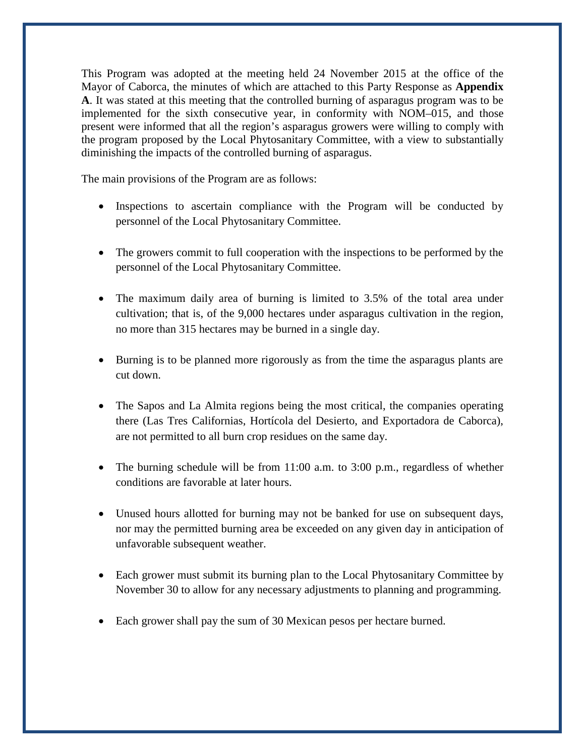This Program was adopted at the meeting held 24 November 2015 at the office of the Mayor of Caborca, the minutes of which are attached to this Party Response as **Appendix A**. It was stated at this meeting that the controlled burning of asparagus program was to be implemented for the sixth consecutive year, in conformity with NOM–015, and those present were informed that all the region's asparagus growers were willing to comply with the program proposed by the Local Phytosanitary Committee, with a view to substantially diminishing the impacts of the controlled burning of asparagus.

The main provisions of the Program are as follows:

- Inspections to ascertain compliance with the Program will be conducted by personnel of the Local Phytosanitary Committee.
- The growers commit to full cooperation with the inspections to be performed by the personnel of the Local Phytosanitary Committee.
- The maximum daily area of burning is limited to 3.5% of the total area under cultivation; that is, of the 9,000 hectares under asparagus cultivation in the region, no more than 315 hectares may be burned in a single day.
- Burning is to be planned more rigorously as from the time the asparagus plants are cut down.
- The Sapos and La Almita regions being the most critical, the companies operating there (Las Tres Californias, Hortícola del Desierto, and Exportadora de Caborca), are not permitted to all burn crop residues on the same day.
- The burning schedule will be from 11:00 a.m. to 3:00 p.m., regardless of whether conditions are favorable at later hours.
- Unused hours allotted for burning may not be banked for use on subsequent days, nor may the permitted burning area be exceeded on any given day in anticipation of unfavorable subsequent weather.
- Each grower must submit its burning plan to the Local Phytosanitary Committee by November 30 to allow for any necessary adjustments to planning and programming.
- Each grower shall pay the sum of 30 Mexican pesos per hectare burned.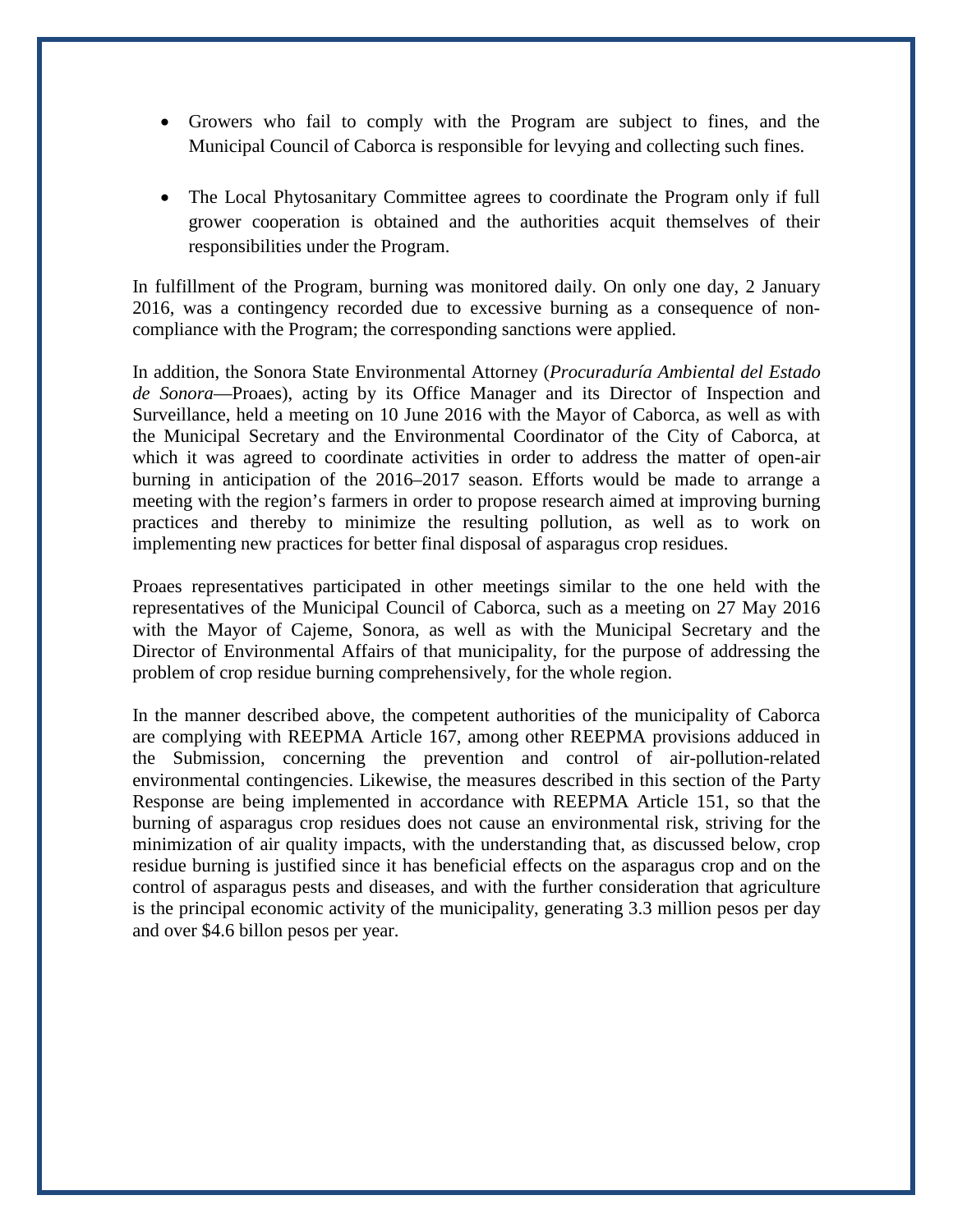- Growers who fail to comply with the Program are subject to fines, and the Municipal Council of Caborca is responsible for levying and collecting such fines.

- The Local Phytosanitary Committee agrees to coordinate the Program only if full grower cooperation is obtained and the authorities acquit themselves of their responsibilities under the Program.

In fulfillment of the Program, burning was monitored daily. On only one day, 2 January 2016, was a contingency recorded due to excessive burning as a consequence of non-compliance with the Program; the corresponding sanctions were applied.

In addition, the Sonora State Environmental Attorney (*Procuraduría Ambiental del Estado de Sonora*—Proaes), acting by its Office Manager and its Director of Inspection and Surveillance, held a meeting on 10 June 2016 with the Mayor of Caborca, as well as with the Municipal Secretary and the Environmental Coordinator of the City of Caborca, at which it was agreed to coordinate activities in order to address the matter of open-air burning in anticipation of the 2016–2017 season. Efforts would be made to arrange a meeting with the region's farmers in order to propose research aimed at improving burning practices and thereby to minimize the resulting pollution, as well as to work on implementing new practices for better final disposal of asparagus crop residues.

Proaes representatives participated in other meetings similar to the one held with the representatives of the Municipal Council of Caborca, such as a meeting on 27 May 2016 with the Mayor of Cajeme, Sonora, as well as with the Municipal Secretary and the Director of Environmental Affairs of that municipality, for the purpose of addressing the problem of crop residue burning comprehensively, for the whole region.

In the manner described above, the competent authorities of the municipality of Caborca are complying with REEPMA Article 167, among other REEPMA provisions adduced in the Submission, concerning the prevention and control of air-pollution-related environmental contingencies. Likewise, the measures described in this section of the Party Response are being implemented in accordance with REEPMA Article 151, so that the burning of asparagus crop residues does not cause an environmental risk, striving for the minimization of air quality impacts, with the understanding that, as discussed below, crop residue burning is justified since it has beneficial effects on the asparagus crop and on the control of asparagus pests and diseases, and with the further consideration that agriculture is the principal economic activity of the municipality, generating 3.3 million pesos per day and over $4.6 billon pesos per year.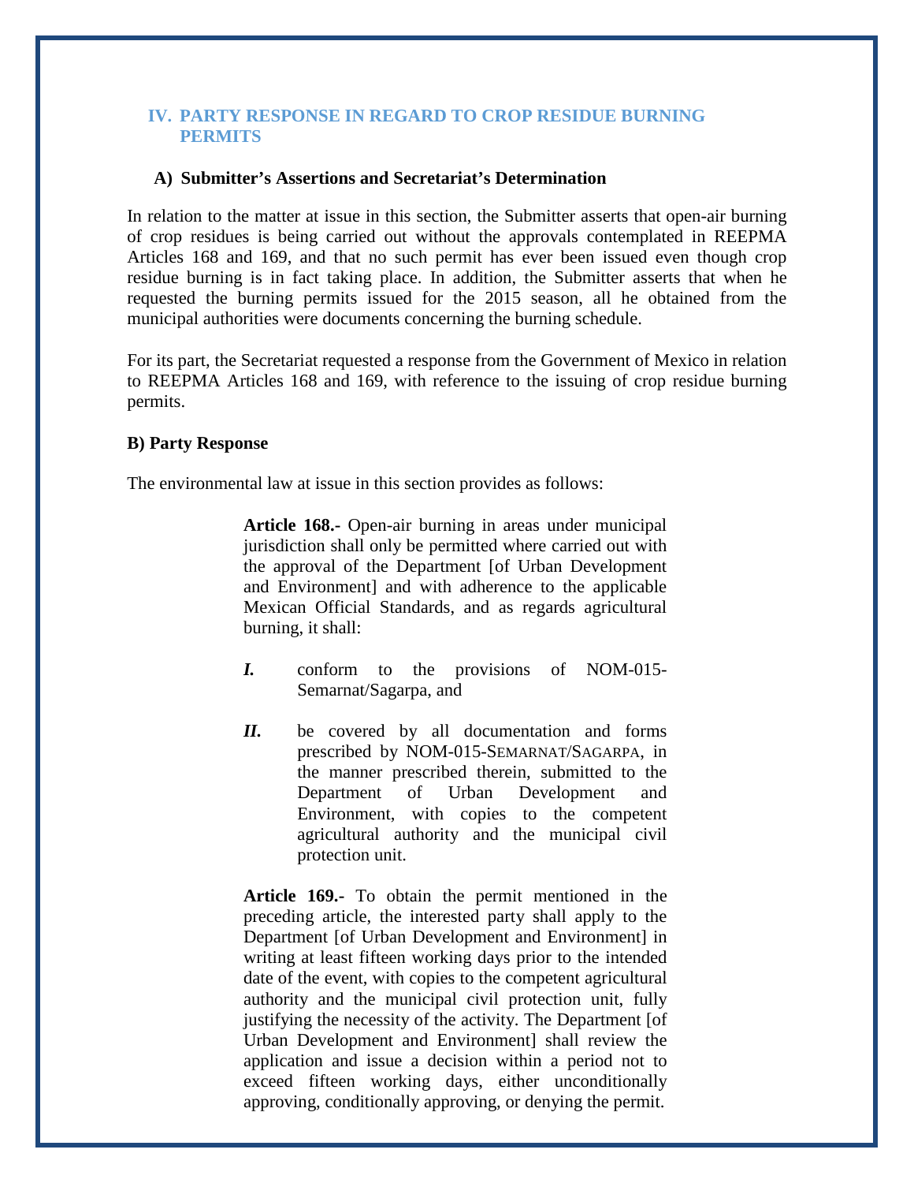## IV. PARTY RESPONSE IN REGARD TO CROP RESIDUE BURNING PERMITS

### A) Submitter's Assertions and Secretariat's Determination

In relation to the matter at issue in this section, the Submitter asserts that open-air burning of crop residues is being carried out without the approvals contemplated in REEPMA Articles 168 and 169, and that no such permit has ever been issued even though crop residue burning is in fact taking place. In addition, the Submitter asserts that when he requested the burning permits issued for the 2015 season, all he obtained from the municipal authorities were documents concerning the burning schedule.

For its part, the Secretariat requested a response from the Government of Mexico in relation to REEPMA Articles 168 and 169, with reference to the issuing of crop residue burning permits.

### B) Party Response

The environmental law at issue in this section provides as follows:

> **Article 168.-** Open-air burning in areas under municipal jurisdiction shall only be permitted where carried out with the approval of the Department [of Urban Development and Environment] and with adherence to the applicable Mexican Official Standards, and as regards agricultural burning, it shall:
>
> ***I.*** conform to the provisions of NOM-015-Semarnat/Sagarpa, and
>
> ***II.*** be covered by all documentation and forms prescribed by NOM-015-SEMARNAT/SAGARPA, in the manner prescribed therein, submitted to the Department of Urban Development and Environment, with copies to the competent agricultural authority and the municipal civil protection unit.
>
> **Article 169.-** To obtain the permit mentioned in the preceding article, the interested party shall apply to the Department [of Urban Development and Environment] in writing at least fifteen working days prior to the intended date of the event, with copies to the competent agricultural authority and the municipal civil protection unit, fully justifying the necessity of the activity. The Department [of Urban Development and Environment] shall review the application and issue a decision within a period not to exceed fifteen working days, either unconditionally approving, conditionally approving, or denying the permit.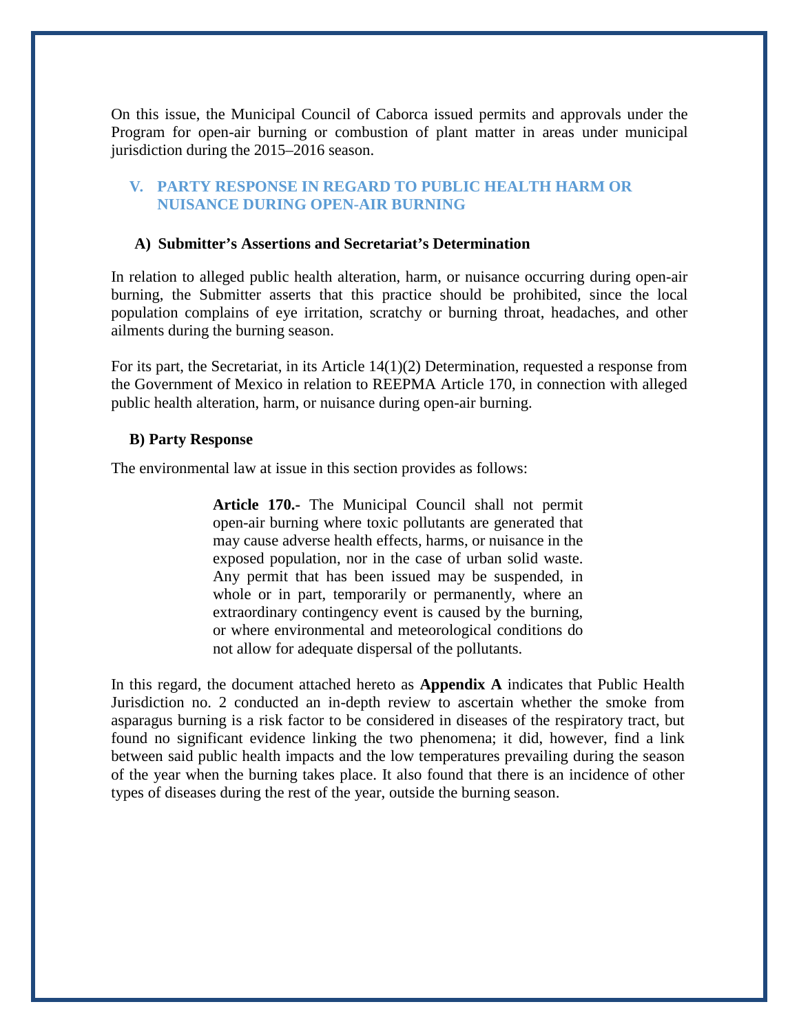On this issue, the Municipal Council of Caborca issued permits and approvals under the Program for open-air burning or combustion of plant matter in areas under municipal jurisdiction during the 2015–2016 season.

## V. PARTY RESPONSE IN REGARD TO PUBLIC HEALTH HARM OR NUISANCE DURING OPEN-AIR BURNING

### A) Submitter's Assertions and Secretariat's Determination

In relation to alleged public health alteration, harm, or nuisance occurring during open-air burning, the Submitter asserts that this practice should be prohibited, since the local population complains of eye irritation, scratchy or burning throat, headaches, and other ailments during the burning season.

For its part, the Secretariat, in its Article 14(1)(2) Determination, requested a response from the Government of Mexico in relation to REEPMA Article 170, in connection with alleged public health alteration, harm, or nuisance during open-air burning.

### B) Party Response

The environmental law at issue in this section provides as follows:

> **Article 170.-** The Municipal Council shall not permit open-air burning where toxic pollutants are generated that may cause adverse health effects, harms, or nuisance in the exposed population, nor in the case of urban solid waste. Any permit that has been issued may be suspended, in whole or in part, temporarily or permanently, where an extraordinary contingency event is caused by the burning, or where environmental and meteorological conditions do not allow for adequate dispersal of the pollutants.

In this regard, the document attached hereto as **Appendix A** indicates that Public Health Jurisdiction no. 2 conducted an in-depth review to ascertain whether the smoke from asparagus burning is a risk factor to be considered in diseases of the respiratory tract, but found no significant evidence linking the two phenomena; it did, however, find a link between said public health impacts and the low temperatures prevailing during the season of the year when the burning takes place. It also found that there is an incidence of other types of diseases during the rest of the year, outside the burning season.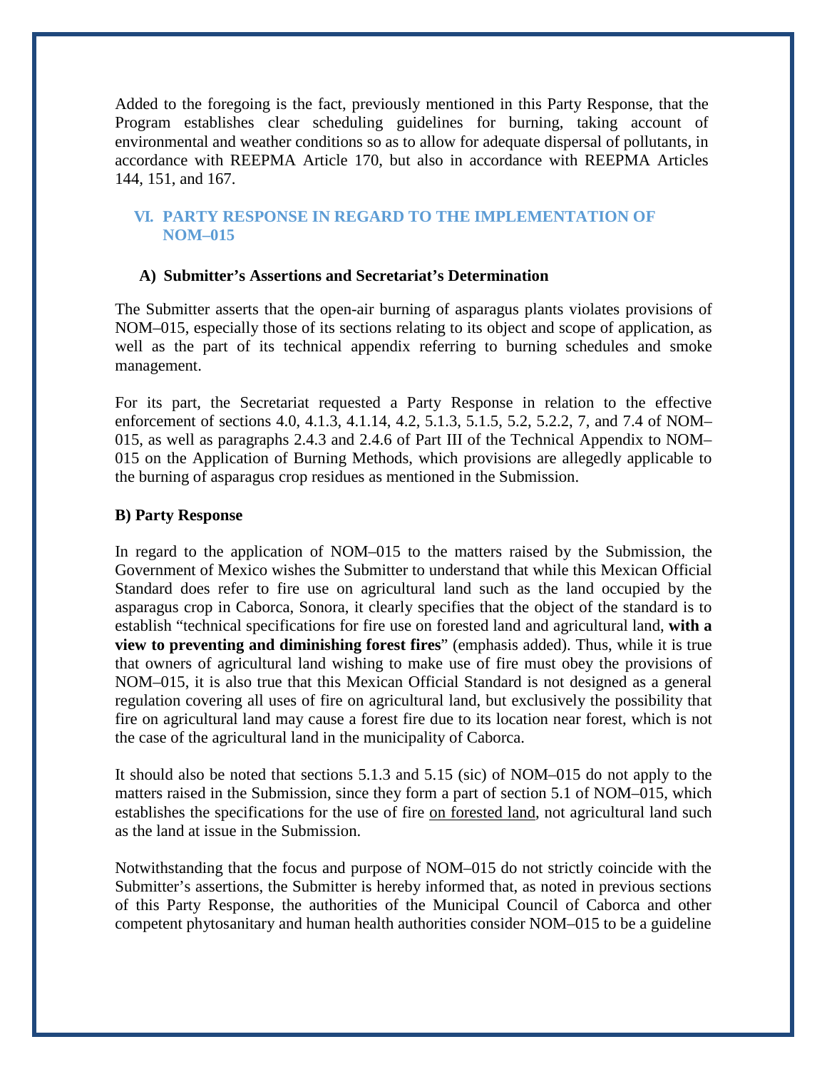Added to the foregoing is the fact, previously mentioned in this Party Response, that the Program establishes clear scheduling guidelines for burning, taking account of environmental and weather conditions so as to allow for adequate dispersal of pollutants, in accordance with REEPMA Article 170, but also in accordance with REEPMA Articles 144, 151, and 167.

## VI. PARTY RESPONSE IN REGARD TO THE IMPLEMENTATION OF NOM–015

### A) Submitter's Assertions and Secretariat's Determination

The Submitter asserts that the open-air burning of asparagus plants violates provisions of NOM–015, especially those of its sections relating to its object and scope of application, as well as the part of its technical appendix referring to burning schedules and smoke management.

For its part, the Secretariat requested a Party Response in relation to the effective enforcement of sections 4.0, 4.1.3, 4.1.14, 4.2, 5.1.3, 5.1.5, 5.2, 5.2.2, 7, and 7.4 of NOM–015, as well as paragraphs 2.4.3 and 2.4.6 of Part III of the Technical Appendix to NOM–015 on the Application of Burning Methods, which provisions are allegedly applicable to the burning of asparagus crop residues as mentioned in the Submission.

### B) Party Response

In regard to the application of NOM–015 to the matters raised by the Submission, the Government of Mexico wishes the Submitter to understand that while this Mexican Official Standard does refer to fire use on agricultural land such as the land occupied by the asparagus crop in Caborca, Sonora, it clearly specifies that the object of the standard is to establish "technical specifications for fire use on forested land and agricultural land, **with a view to preventing and diminishing forest fires**" (emphasis added). Thus, while it is true that owners of agricultural land wishing to make use of fire must obey the provisions of NOM–015, it is also true that this Mexican Official Standard is not designed as a general regulation covering all uses of fire on agricultural land, but exclusively the possibility that fire on agricultural land may cause a forest fire due to its location near forest, which is not the case of the agricultural land in the municipality of Caborca.

It should also be noted that sections 5.1.3 and 5.15 (sic) of NOM–015 do not apply to the matters raised in the Submission, since they form a part of section 5.1 of NOM–015, which establishes the specifications for the use of fire <u>on forested land</u>, not agricultural land such as the land at issue in the Submission.

Notwithstanding that the focus and purpose of NOM–015 do not strictly coincide with the Submitter's assertions, the Submitter is hereby informed that, as noted in previous sections of this Party Response, the authorities of the Municipal Council of Caborca and other competent phytosanitary and human health authorities consider NOM–015 to be a guideline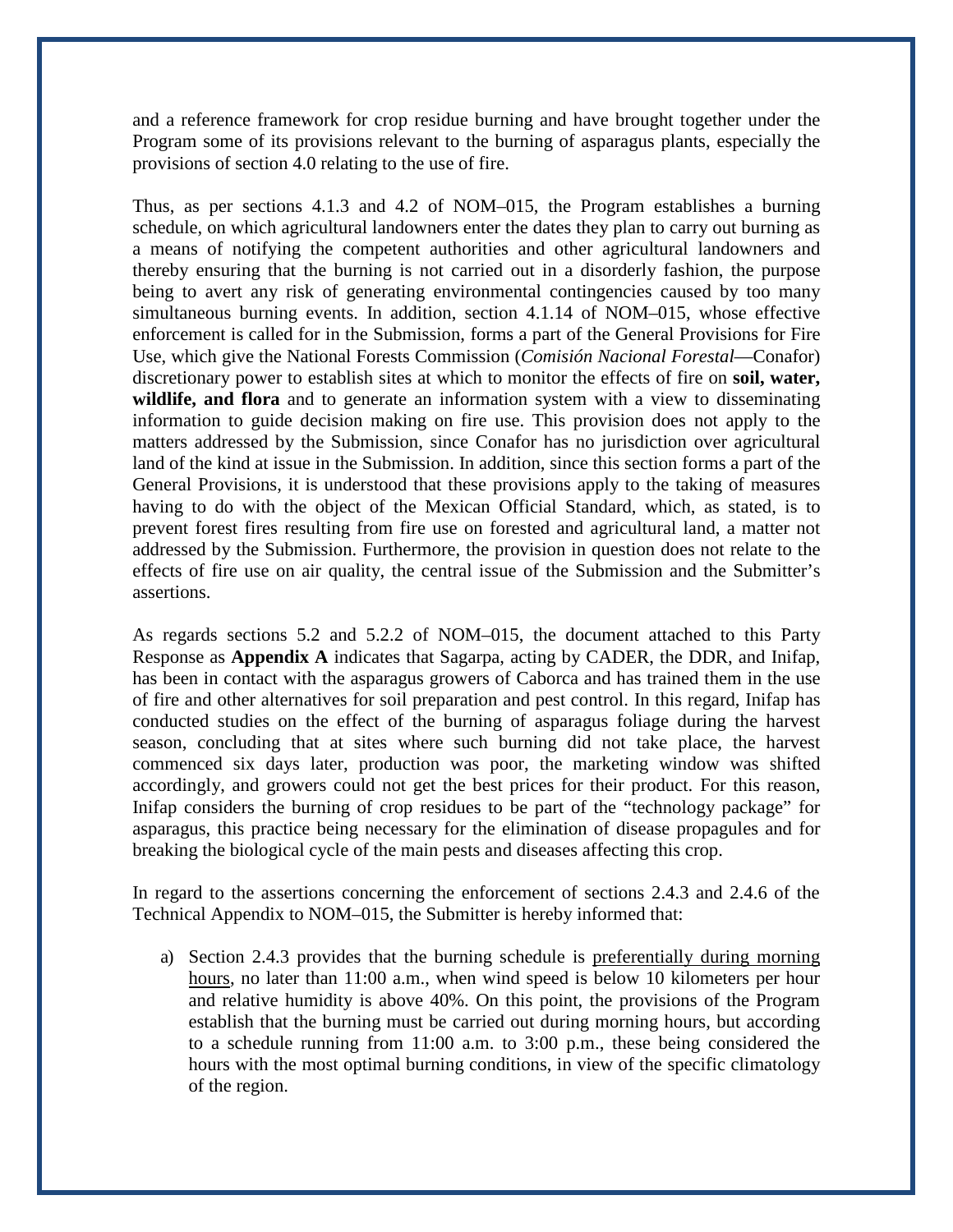and a reference framework for crop residue burning and have brought together under the Program some of its provisions relevant to the burning of asparagus plants, especially the provisions of section 4.0 relating to the use of fire.

Thus, as per sections 4.1.3 and 4.2 of NOM–015, the Program establishes a burning schedule, on which agricultural landowners enter the dates they plan to carry out burning as a means of notifying the competent authorities and other agricultural landowners and thereby ensuring that the burning is not carried out in a disorderly fashion, the purpose being to avert any risk of generating environmental contingencies caused by too many simultaneous burning events. In addition, section 4.1.14 of NOM–015, whose effective enforcement is called for in the Submission, forms a part of the General Provisions for Fire Use, which give the National Forests Commission (*Comisión Nacional Forestal*—Conafor) discretionary power to establish sites at which to monitor the effects of fire on **soil, water, wildlife, and flora** and to generate an information system with a view to disseminating information to guide decision making on fire use. This provision does not apply to the matters addressed by the Submission, since Conafor has no jurisdiction over agricultural land of the kind at issue in the Submission. In addition, since this section forms a part of the General Provisions, it is understood that these provisions apply to the taking of measures having to do with the object of the Mexican Official Standard, which, as stated, is to prevent forest fires resulting from fire use on forested and agricultural land, a matter not addressed by the Submission. Furthermore, the provision in question does not relate to the effects of fire use on air quality, the central issue of the Submission and the Submitter's assertions.

As regards sections 5.2 and 5.2.2 of NOM–015, the document attached to this Party Response as **Appendix A** indicates that Sagarpa, acting by CADER, the DDR, and Inifap, has been in contact with the asparagus growers of Caborca and has trained them in the use of fire and other alternatives for soil preparation and pest control. In this regard, Inifap has conducted studies on the effect of the burning of asparagus foliage during the harvest season, concluding that at sites where such burning did not take place, the harvest commenced six days later, production was poor, the marketing window was shifted accordingly, and growers could not get the best prices for their product. For this reason, Inifap considers the burning of crop residues to be part of the "technology package" for asparagus, this practice being necessary for the elimination of disease propagules and for breaking the biological cycle of the main pests and diseases affecting this crop.

In regard to the assertions concerning the enforcement of sections 2.4.3 and 2.4.6 of the Technical Appendix to NOM–015, the Submitter is hereby informed that:

a) Section 2.4.3 provides that the burning schedule is preferentially during morning hours, no later than 11:00 a.m., when wind speed is below 10 kilometers per hour and relative humidity is above 40%. On this point, the provisions of the Program establish that the burning must be carried out during morning hours, but according to a schedule running from 11:00 a.m. to 3:00 p.m., these being considered the hours with the most optimal burning conditions, in view of the specific climatology of the region.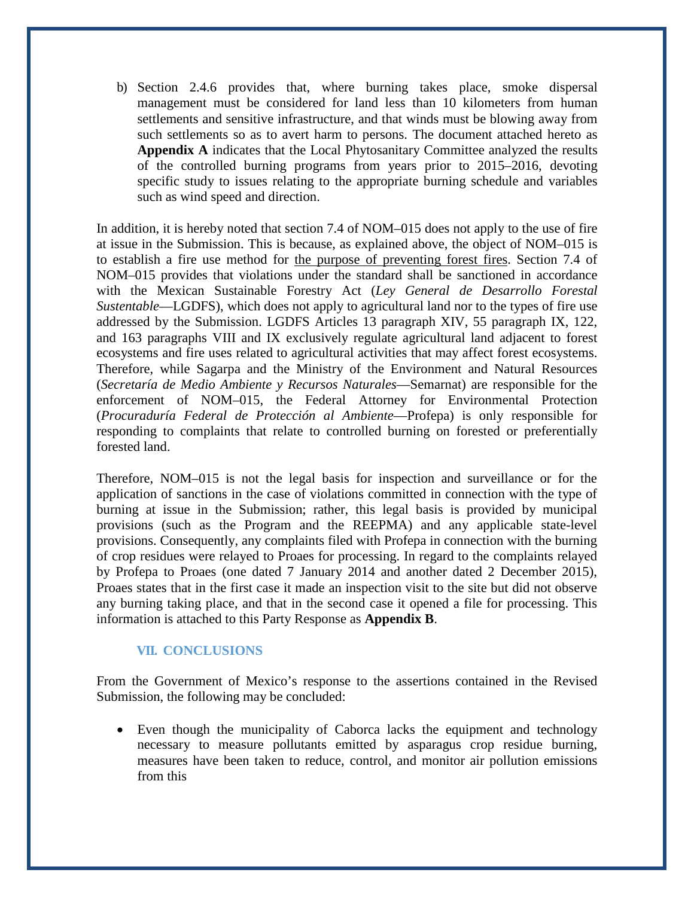b) Section 2.4.6 provides that, where burning takes place, smoke dispersal management must be considered for land less than 10 kilometers from human settlements and sensitive infrastructure, and that winds must be blowing away from such settlements so as to avert harm to persons. The document attached hereto as **Appendix A** indicates that the Local Phytosanitary Committee analyzed the results of the controlled burning programs from years prior to 2015–2016, devoting specific study to issues relating to the appropriate burning schedule and variables such as wind speed and direction.

In addition, it is hereby noted that section 7.4 of NOM–015 does not apply to the use of fire at issue in the Submission. This is because, as explained above, the object of NOM–015 is to establish a fire use method for <u>the purpose of preventing forest fires</u>. Section 7.4 of NOM–015 provides that violations under the standard shall be sanctioned in accordance with the Mexican Sustainable Forestry Act (*Ley General de Desarrollo Forestal Sustentable*—LGDFS), which does not apply to agricultural land nor to the types of fire use addressed by the Submission. LGDFS Articles 13 paragraph XIV, 55 paragraph IX, 122, and 163 paragraphs VIII and IX exclusively regulate agricultural land adjacent to forest ecosystems and fire uses related to agricultural activities that may affect forest ecosystems. Therefore, while Sagarpa and the Ministry of the Environment and Natural Resources (*Secretaría de Medio Ambiente y Recursos Naturales*—Semarnat) are responsible for the enforcement of NOM–015, the Federal Attorney for Environmental Protection (*Procuraduría Federal de Protección al Ambiente*—Profepa) is only responsible for responding to complaints that relate to controlled burning on forested or preferentially forested land.

Therefore, NOM–015 is not the legal basis for inspection and surveillance or for the application of sanctions in the case of violations committed in connection with the type of burning at issue in the Submission; rather, this legal basis is provided by municipal provisions (such as the Program and the REEPMA) and any applicable state-level provisions. Consequently, any complaints filed with Profepa in connection with the burning of crop residues were relayed to Proaes for processing. In regard to the complaints relayed by Profepa to Proaes (one dated 7 January 2014 and another dated 2 December 2015), Proaes states that in the first case it made an inspection visit to the site but did not observe any burning taking place, and that in the second case it opened a file for processing. This information is attached to this Party Response as **Appendix B**.

## VII. CONCLUSIONS

From the Government of Mexico's response to the assertions contained in the Revised Submission, the following may be concluded:

- Even though the municipality of Caborca lacks the equipment and technology necessary to measure pollutants emitted by asparagus crop residue burning, measures have been taken to reduce, control, and monitor air pollution emissions from this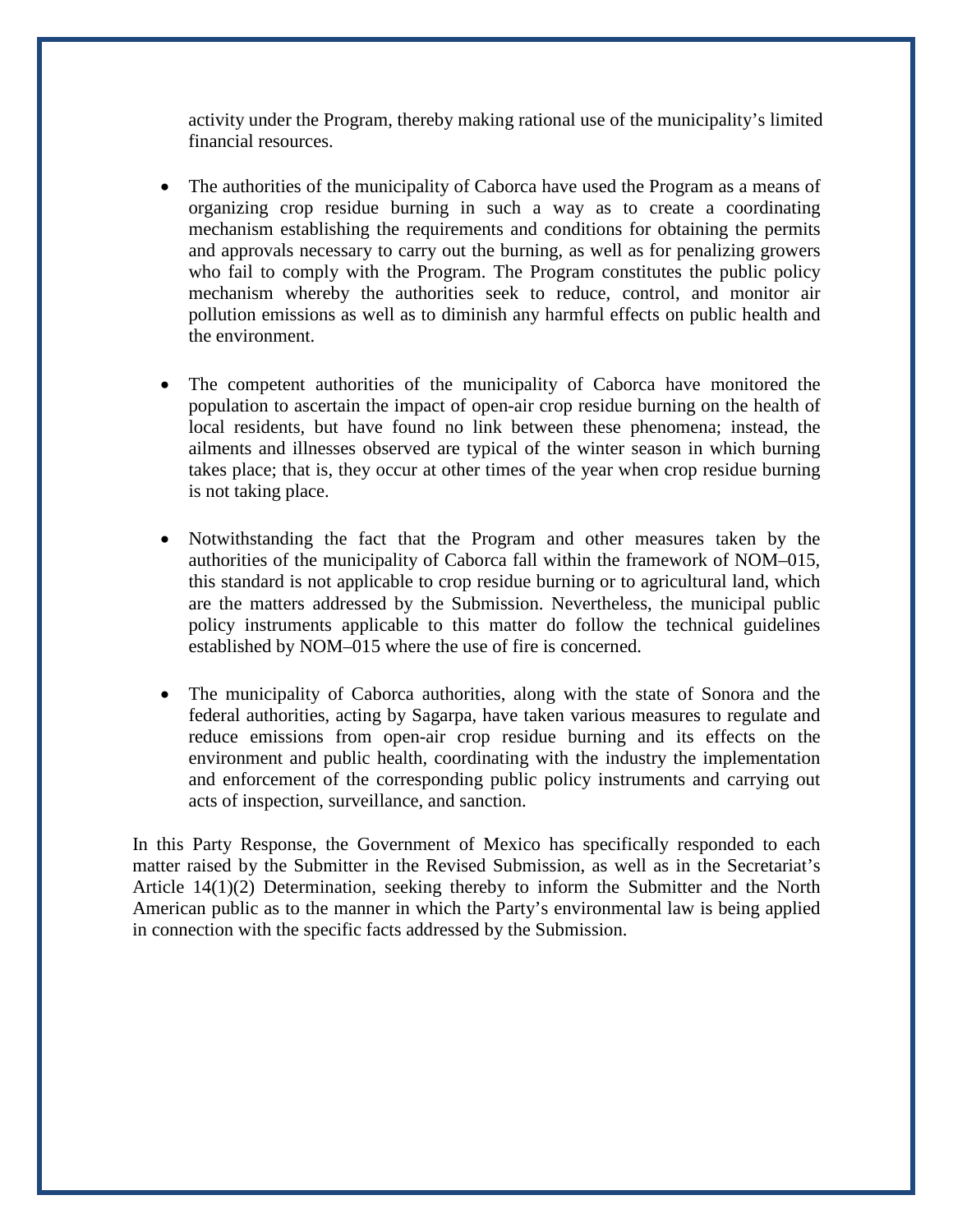activity under the Program, thereby making rational use of the municipality's limited financial resources.

- The authorities of the municipality of Caborca have used the Program as a means of organizing crop residue burning in such a way as to create a coordinating mechanism establishing the requirements and conditions for obtaining the permits and approvals necessary to carry out the burning, as well as for penalizing growers who fail to comply with the Program. The Program constitutes the public policy mechanism whereby the authorities seek to reduce, control, and monitor air pollution emissions as well as to diminish any harmful effects on public health and the environment.

- The competent authorities of the municipality of Caborca have monitored the population to ascertain the impact of open-air crop residue burning on the health of local residents, but have found no link between these phenomena; instead, the ailments and illnesses observed are typical of the winter season in which burning takes place; that is, they occur at other times of the year when crop residue burning is not taking place.

- Notwithstanding the fact that the Program and other measures taken by the authorities of the municipality of Caborca fall within the framework of NOM–015, this standard is not applicable to crop residue burning or to agricultural land, which are the matters addressed by the Submission. Nevertheless, the municipal public policy instruments applicable to this matter do follow the technical guidelines established by NOM–015 where the use of fire is concerned.

- The municipality of Caborca authorities, along with the state of Sonora and the federal authorities, acting by Sagarpa, have taken various measures to regulate and reduce emissions from open-air crop residue burning and its effects on the environment and public health, coordinating with the industry the implementation and enforcement of the corresponding public policy instruments and carrying out acts of inspection, surveillance, and sanction.

In this Party Response, the Government of Mexico has specifically responded to each matter raised by the Submitter in the Revised Submission, as well as in the Secretariat's Article 14(1)(2) Determination, seeking thereby to inform the Submitter and the North American public as to the manner in which the Party's environmental law is being applied in connection with the specific facts addressed by the Submission.